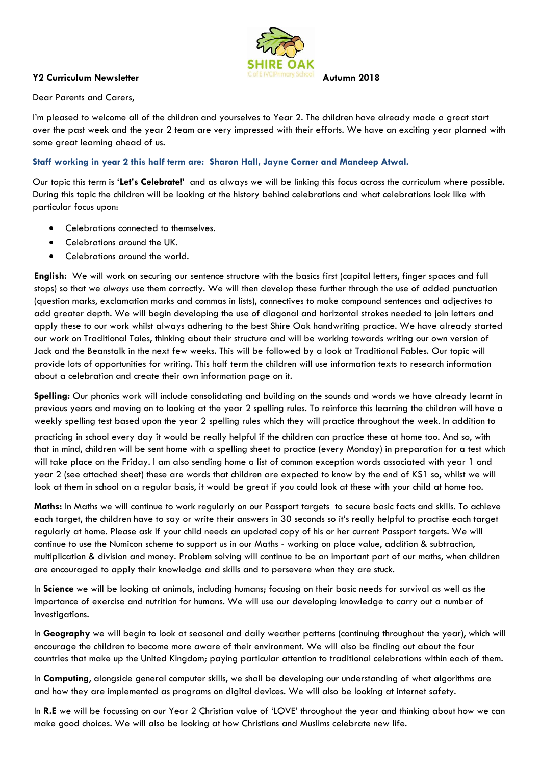**Y2 Curriculum Newsletter** SHIRE OAK C of E (VC) Primary School **Autumn 2018**

Dear Parents and Carers,

I'm pleased to welcome all of the children and yourselves to Year 2. The children have already made a great start over the past week and the year 2 team are very impressed with their efforts. We have an exciting year planned with some great learning ahead of us.

**Staff working in year 2 this half term are: Sharon Hall, Jayne Corner and Mandeep Atwal.**

Our topic this term is **'Let's Celebrate!'** and as always we will be linking this focus across the curriculum where possible. During this topic the children will be looking at the history behind celebrations and what celebrations look like with particular focus upon:

- Celebrations connected to themselves.
- Celebrations around the UK.
- Celebrations around the world.

**English:** We will work on securing our sentence structure with the basics first (capital letters, finger spaces and full stops) so that we *always* use them correctly. We will then develop these further through the use of added punctuation (question marks, exclamation marks and commas in lists), connectives to make compound sentences and adjectives to add greater depth. We will begin developing the use of diagonal and horizontal strokes needed to join letters and apply these to our work whilst always adhering to the best Shire Oak handwriting practice. We have already started our work on Traditional Tales, thinking about their structure and will be working towards writing our own version of Jack and the Beanstalk in the next few weeks. This will be followed by a look at Traditional Fables. Our topic will provide lots of opportunities for writing. This half term the children will use information texts to research information about a celebration and create their own information page on it.

**Spelling:** Our phonics work will include consolidating and building on the sounds and words we have already learnt in previous years and moving on to looking at the year 2 spelling rules. To reinforce this learning the children will have a weekly spelling test based upon the year 2 spelling rules which they will practice throughout the week. In addition to practicing in school every day it would be really helpful if the children can practice these at home too. And so, with that in mind, children will be sent home with a spelling sheet to practice (every Monday) in preparation for a test which will take place on the Friday. I am also sending home a list of common exception words associated with year 1 and year 2 (see attached sheet) these are words that children are expected to know by the end of KS1 so, whilst we will look at them in school on a regular basis, it would be great if you could look at these with your child at home too.

**Maths:** In Maths we will continue to work regularly on our Passport targets to secure basic facts and skills. To achieve each target, the children have to say or write their answers in 30 seconds so it's really helpful to practise each target regularly at home. Please ask if your child needs an updated copy of his or her current Passport targets. We will continue to use the Numicon scheme to support us in our Maths - working on place value, addition & subtraction, multiplication & division and money. Problem solving will continue to be an important part of our maths, when children are encouraged to apply their knowledge and skills and to persevere when they are stuck.

In **Science** we will be looking at animals, including humans; focusing on their basic needs for survival as well as the importance of exercise and nutrition for humans. We will use our developing knowledge to carry out a number of investigations.

In **Geography** we will begin to look at seasonal and daily weather patterns (continuing throughout the year), which will encourage the children to become more aware of their environment. We will also be finding out about the four countries that make up the United Kingdom; paying particular attention to traditional celebrations within each of them.

In **Computing**, alongside general computer skills, we shall be developing our understanding of what algorithms are and how they are implemented as programs on digital devices. We will also be looking at internet safety.

In **R.E** we will be focussing on our Year 2 Christian value of 'LOVE' throughout the year and thinking about how we can make good choices. We will also be looking at how Christians and Muslims celebrate new life.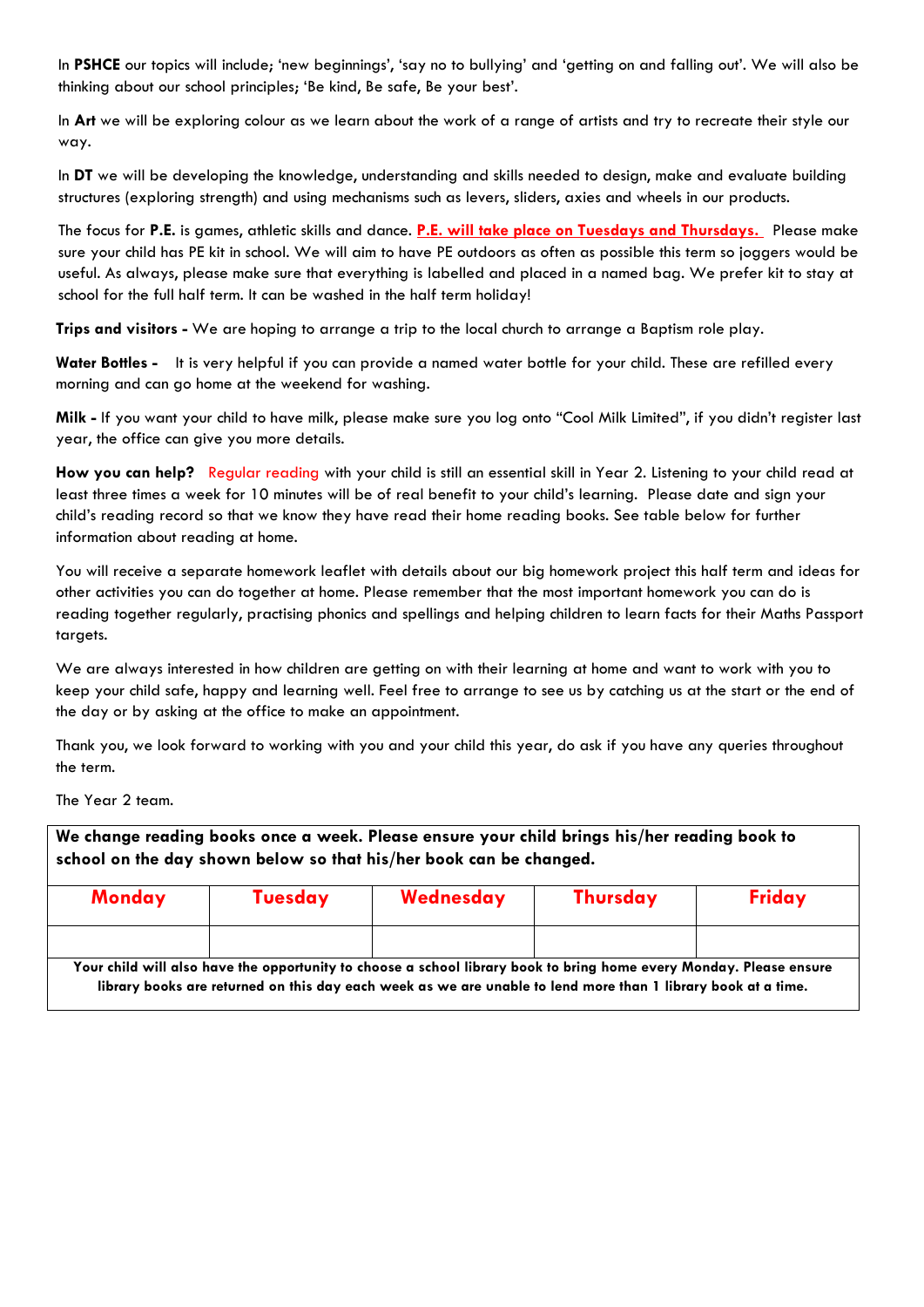In **PSHCE** our topics will include; 'new beginnings', 'say no to bullying' and 'getting on and falling out'. We will also be thinking about our school principles; 'Be kind, Be safe, Be your best'.

In **Art** we will be exploring colour as we learn about the work of a range of artists and try to recreate their style our way.

In **DT** we will be developing the knowledge, understanding and skills needed to design, make and evaluate building structures (exploring strength) and using mechanisms such as levers, sliders, axies and wheels in our products.

The focus for **P.E.** is games, athletic skills and dance. **P.E. will take place on Tuesdays and Thursdays.** Please make sure your child has PE kit in school. We will aim to have PE outdoors as often as possible this term so joggers would be useful. As always, please make sure that everything is labelled and placed in a named bag. We prefer kit to stay at school for the full half term. It can be washed in the half term holiday!

**Trips and visitors -** We are hoping to arrange a trip to the local church to arrange a Baptism role play.

**Water Bottles -** It is very helpful if you can provide a named water bottle for your child. These are refilled every morning and can go home at the weekend for washing.

**Milk -** If you want your child to have milk, please make sure you log onto "Cool Milk Limited", if you didn't register last year, the office can give you more details.

**How you can help?** Regular reading with your child is still an essential skill in Year 2. Listening to your child read at least three times a week for 10 minutes will be of real benefit to your child's learning. Please date and sign your child's reading record so that we know they have read their home reading books. See table below for further information about reading at home.

You will receive a separate homework leaflet with details about our big homework project this half term and ideas for other activities you can do together at home. Please remember that the most important homework you can do is reading together regularly, practising phonics and spellings and helping children to learn facts for their Maths Passport targets.

We are always interested in how children are getting on with their learning at home and want to work with you to keep your child safe, happy and learning well. Feel free to arrange to see us by catching us at the start or the end of the day or by asking at the office to make an appointment.

Thank you, we look forward to working with you and your child this year, do ask if you have any queries throughout the term.

The Year 2 team.

**We change reading books once a week. Please ensure your child brings his/her reading book to school on the day shown below so that his/her book can be changed.**

| Monday | Tuesday | Wednesday | Thursday | Friday |
|---|---|---|---|---|
| | | | | |

**Your child will also have the opportunity to choose a school library book to bring home every Monday. Please ensure library books are returned on this day each week as we are unable to lend more than 1 library book at a time.**